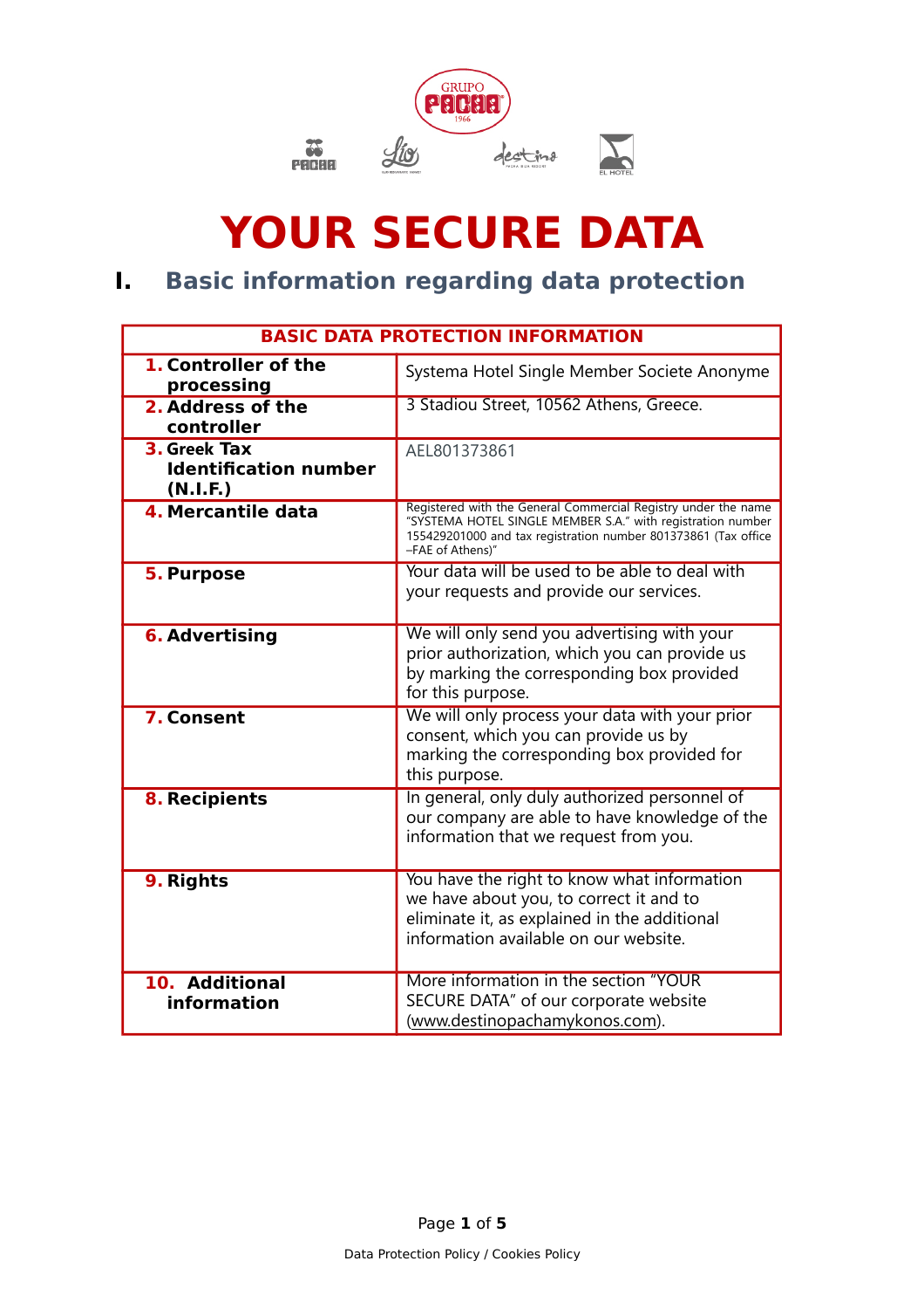# YOUR SECURE DATA

## I. Basic information regarding data protection

| BASIC DATA PROTECTION INFORMATION | |
|---|---|
| **1. Controller of the processing** | Systema Hotel Single Member Societe Anonyme |
| **2. Address of the controller** | 3 Stadiou Street, 10562 Athens, Greece. |
| **3. Greek Tax Identification number (N.I.F.)** | AEL801373861 |
| **4. Mercantile data** | Registered with the General Commercial Registry under the name "SYSTEMA HOTEL SINGLE MEMBER S.A." with registration number 155429201000 and tax registration number 801373861 (Tax office –FAE of Athens)" |
| **5. Purpose** | Your data will be used to be able to deal with your requests and provide our services. |
| **6. Advertising** | We will only send you advertising with your prior authorization, which you can provide us by marking the corresponding box provided for this purpose. |
| **7. Consent** | We will only process your data with your prior consent, which you can provide us by marking the corresponding box provided for this purpose. |
| **8. Recipients** | In general, only duly authorized personnel of our company are able to have knowledge of the information that we request from you. |
| **9. Rights** | You have the right to know what information we have about you, to correct it and to eliminate it, as explained in the additional information available on our website. |
| **10. Additional information** | More information in the section "YOUR SECURE DATA" of our corporate website (www.destinopachamykonos.com). |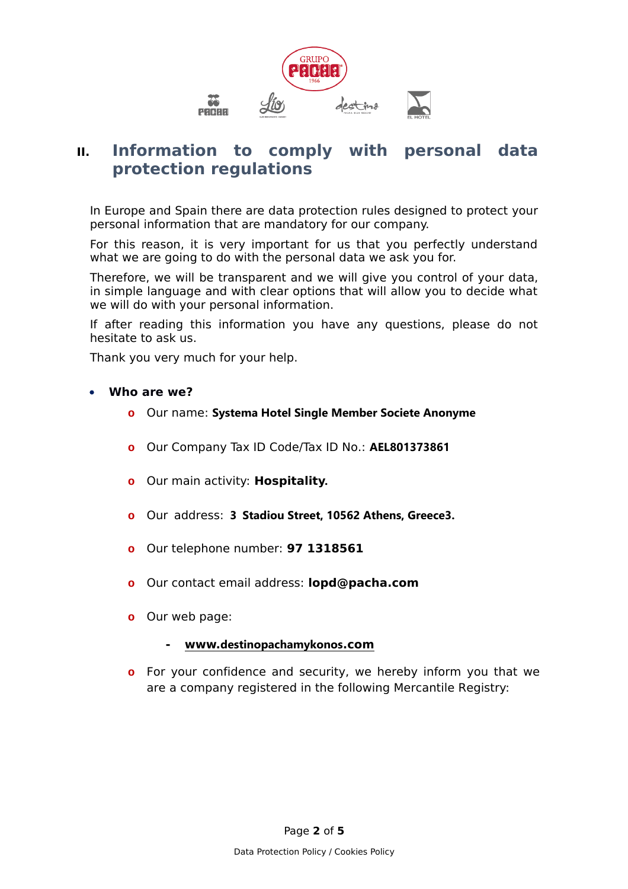## II. Information to comply with personal data protection regulations

In Europe and Spain there are data protection rules designed to protect your personal information that are mandatory for our company.

For this reason, it is very important for us that you perfectly understand what we are going to do with the personal data we ask you for.

Therefore, we will be transparent and we will give you control of your data, in simple language and with clear options that will allow you to decide what we will do with your personal information.

If after reading this information you have any questions, please do not hesitate to ask us.

Thank you very much for your help.

- **Who are we?**
  - Our name: **Systema Hotel Single Member Societe Anonyme**
  - Our Company Tax ID Code/Tax ID No.: **AEL801373861**
  - Our main activity: **Hospitality.**
  - Our address: **3 Stadiou Street, 10562 Athens, Greece3.**
  - Our telephone number: **97 1318561**
  - Our contact email address: **lopd@pacha.com**
  - Our web page:
    - **www.destinopachamykonos.com**
  - For your confidence and security, we hereby inform you that we are a company registered in the following Mercantile Registry: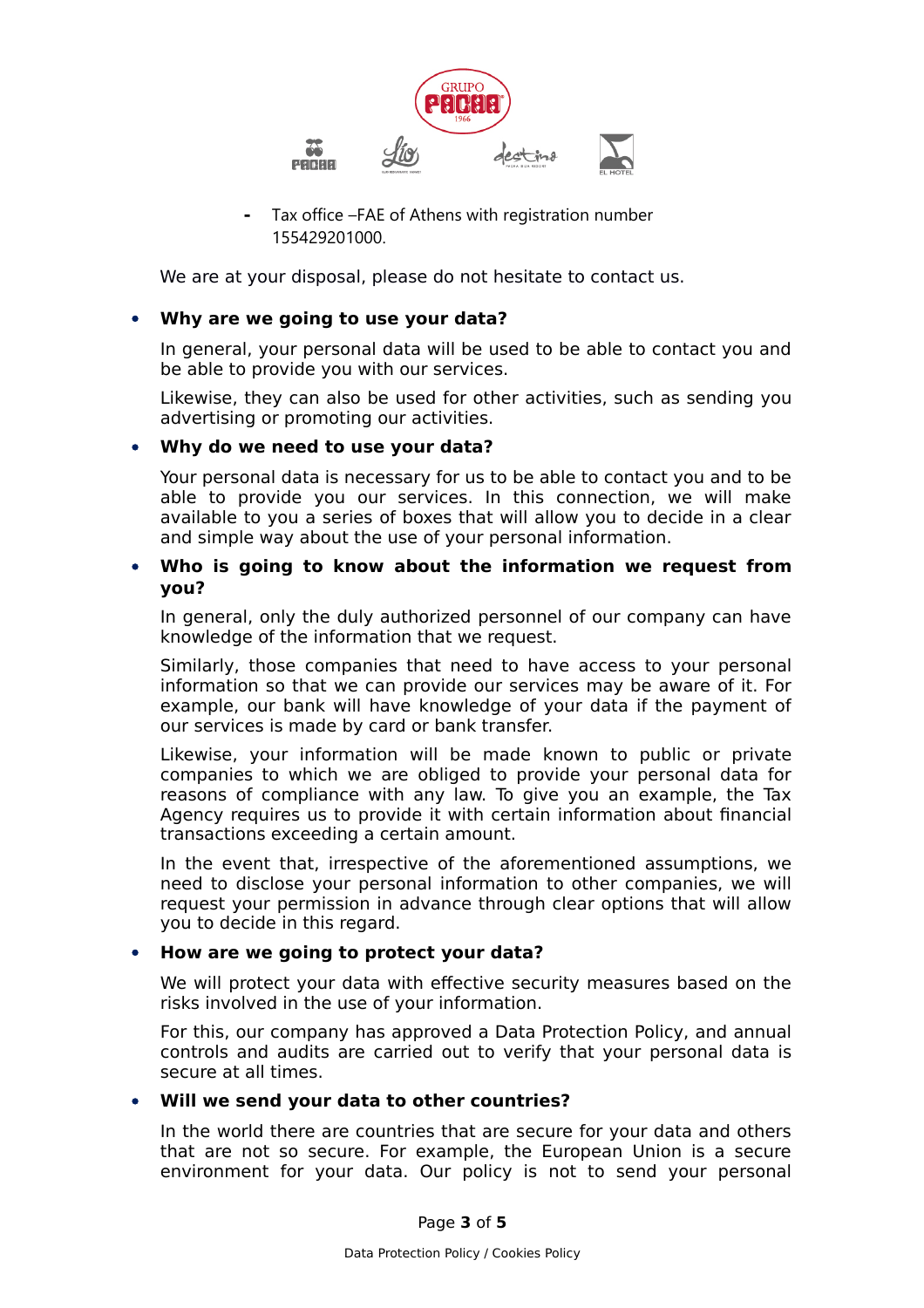- Tax office –FAE of Athens with registration number 155429201000.

We are at your disposal, please do not hesitate to contact us.

- **Why are we going to use your data?**

  In general, your personal data will be used to be able to contact you and be able to provide you with our services.

  Likewise, they can also be used for other activities, such as sending you advertising or promoting our activities.

- **Why do we need to use your data?**

  Your personal data is necessary for us to be able to contact you and to be able to provide you our services. In this connection, we will make available to you a series of boxes that will allow you to decide in a clear and simple way about the use of your personal information.

- **Who is going to know about the information we request from you?**

  In general, only the duly authorized personnel of our company can have knowledge of the information that we request.

  Similarly, those companies that need to have access to your personal information so that we can provide our services may be aware of it. For example, our bank will have knowledge of your data if the payment of our services is made by card or bank transfer.

  Likewise, your information will be made known to public or private companies to which we are obliged to provide your personal data for reasons of compliance with any law. To give you an example, the Tax Agency requires us to provide it with certain information about financial transactions exceeding a certain amount.

  In the event that, irrespective of the aforementioned assumptions, we need to disclose your personal information to other companies, we will request your permission in advance through clear options that will allow you to decide in this regard.

- **How are we going to protect your data?**

  We will protect your data with effective security measures based on the risks involved in the use of your information.

  For this, our company has approved a Data Protection Policy, and annual controls and audits are carried out to verify that your personal data is secure at all times.

- **Will we send your data to other countries?**

  In the world there are countries that are secure for your data and others that are not so secure. For example, the European Union is a secure environment for your data. Our policy is not to send your personal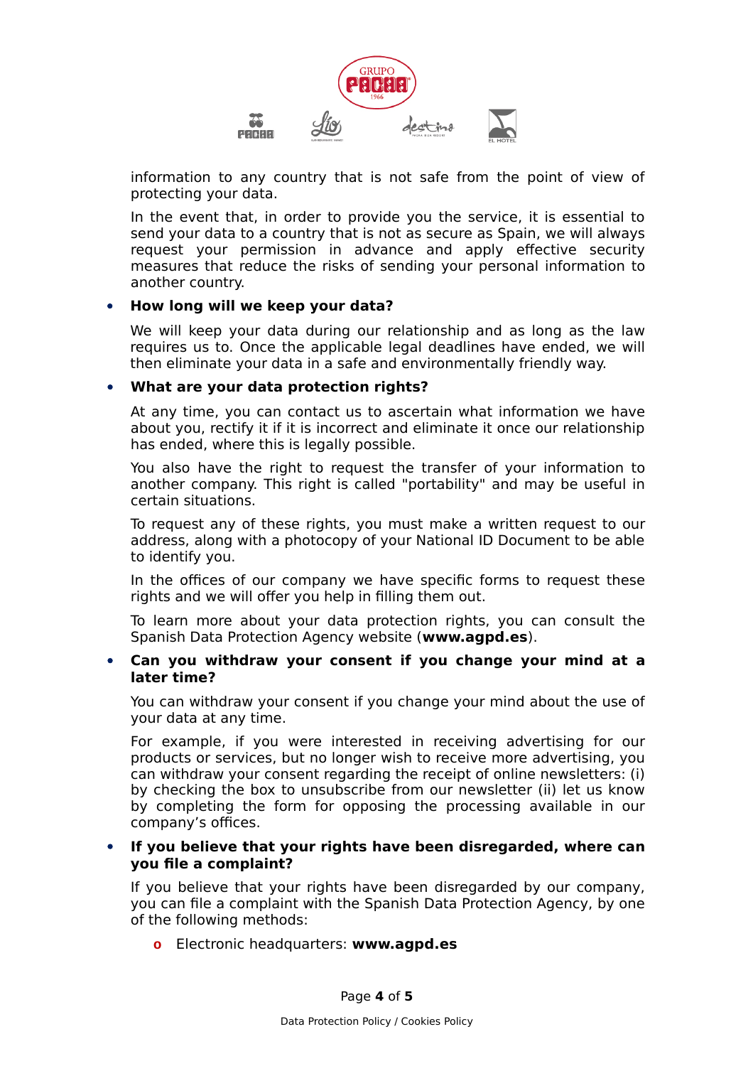information to any country that is not safe from the point of view of protecting your data.

In the event that, in order to provide you the service, it is essential to send your data to a country that is not as secure as Spain, we will always request your permission in advance and apply effective security measures that reduce the risks of sending your personal information to another country.

- **How long will we keep your data?**

  We will keep your data during our relationship and as long as the law requires us to. Once the applicable legal deadlines have ended, we will then eliminate your data in a safe and environmentally friendly way.

- **What are your data protection rights?**

  At any time, you can contact us to ascertain what information we have about you, rectify it if it is incorrect and eliminate it once our relationship has ended, where this is legally possible.

  You also have the right to request the transfer of your information to another company. This right is called "portability" and may be useful in certain situations.

  To request any of these rights, you must make a written request to our address, along with a photocopy of your National ID Document to be able to identify you.

  In the offices of our company we have specific forms to request these rights and we will offer you help in filling them out.

  To learn more about your data protection rights, you can consult the Spanish Data Protection Agency website (**www.agpd.es**).

- **Can you withdraw your consent if you change your mind at a later time?**

  You can withdraw your consent if you change your mind about the use of your data at any time.

  For example, if you were interested in receiving advertising for our products or services, but no longer wish to receive more advertising, you can withdraw your consent regarding the receipt of online newsletters: (i) by checking the box to unsubscribe from our newsletter (ii) let us know by completing the form for opposing the processing available in our company's offices.

- **If you believe that your rights have been disregarded, where can you file a complaint?**

  If you believe that your rights have been disregarded by our company, you can file a complaint with the Spanish Data Protection Agency, by one of the following methods:

  - Electronic headquarters: **www.agpd.es**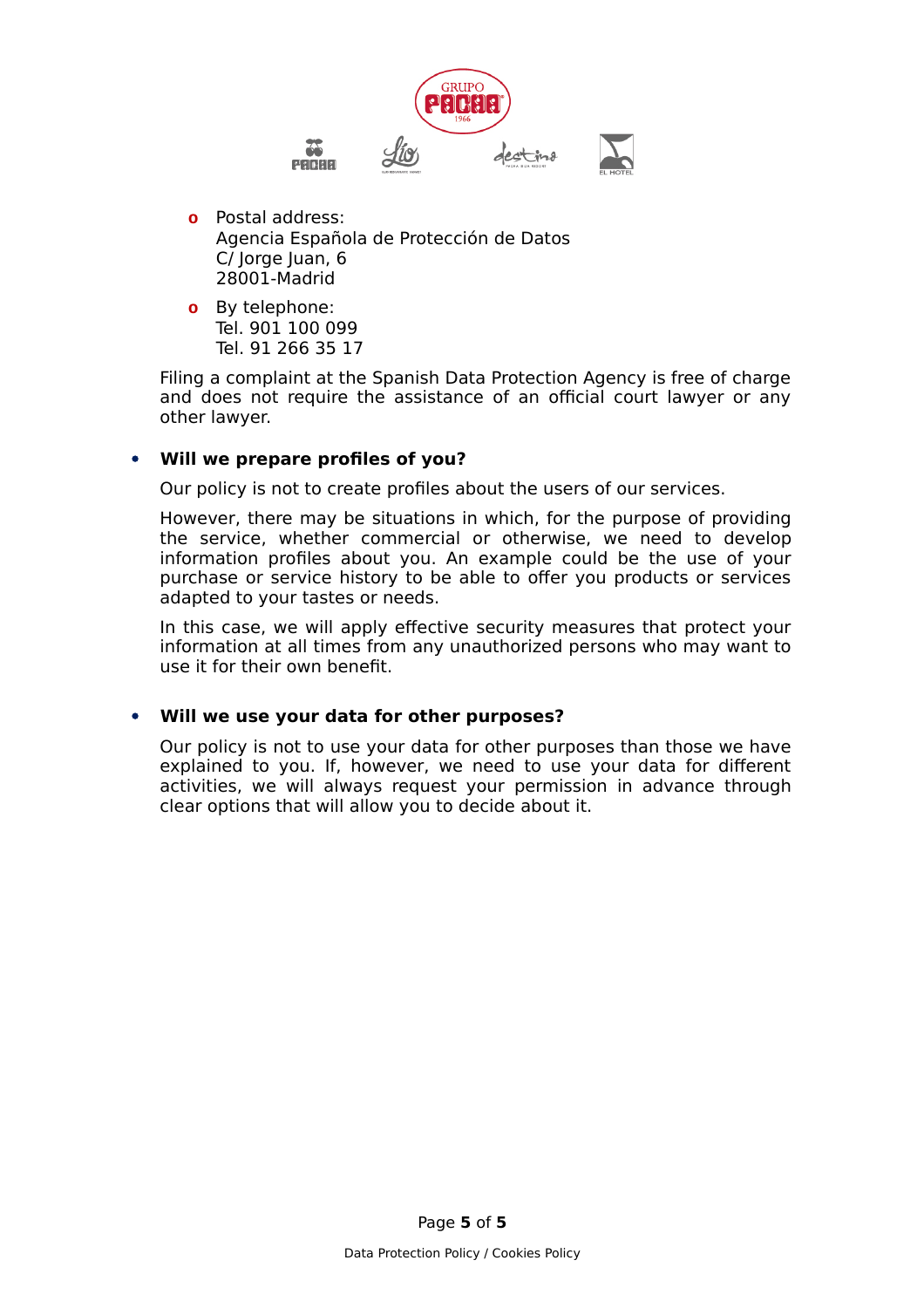- Postal address:
  Agencia Española de Protección de Datos
  C/ Jorge Juan, 6
  28001-Madrid

- By telephone:
  Tel. 901 100 099
  Tel. 91 266 35 17

Filing a complaint at the Spanish Data Protection Agency is free of charge and does not require the assistance of an official court lawyer or any other lawyer.

- **Will we prepare profiles of you?**

  Our policy is not to create profiles about the users of our services.

  However, there may be situations in which, for the purpose of providing the service, whether commercial or otherwise, we need to develop information profiles about you. An example could be the use of your purchase or service history to be able to offer you products or services adapted to your tastes or needs.

  In this case, we will apply effective security measures that protect your information at all times from any unauthorized persons who may want to use it for their own benefit.

- **Will we use your data for other purposes?**

  Our policy is not to use your data for other purposes than those we have explained to you. If, however, we need to use your data for different activities, we will always request your permission in advance through clear options that will allow you to decide about it.